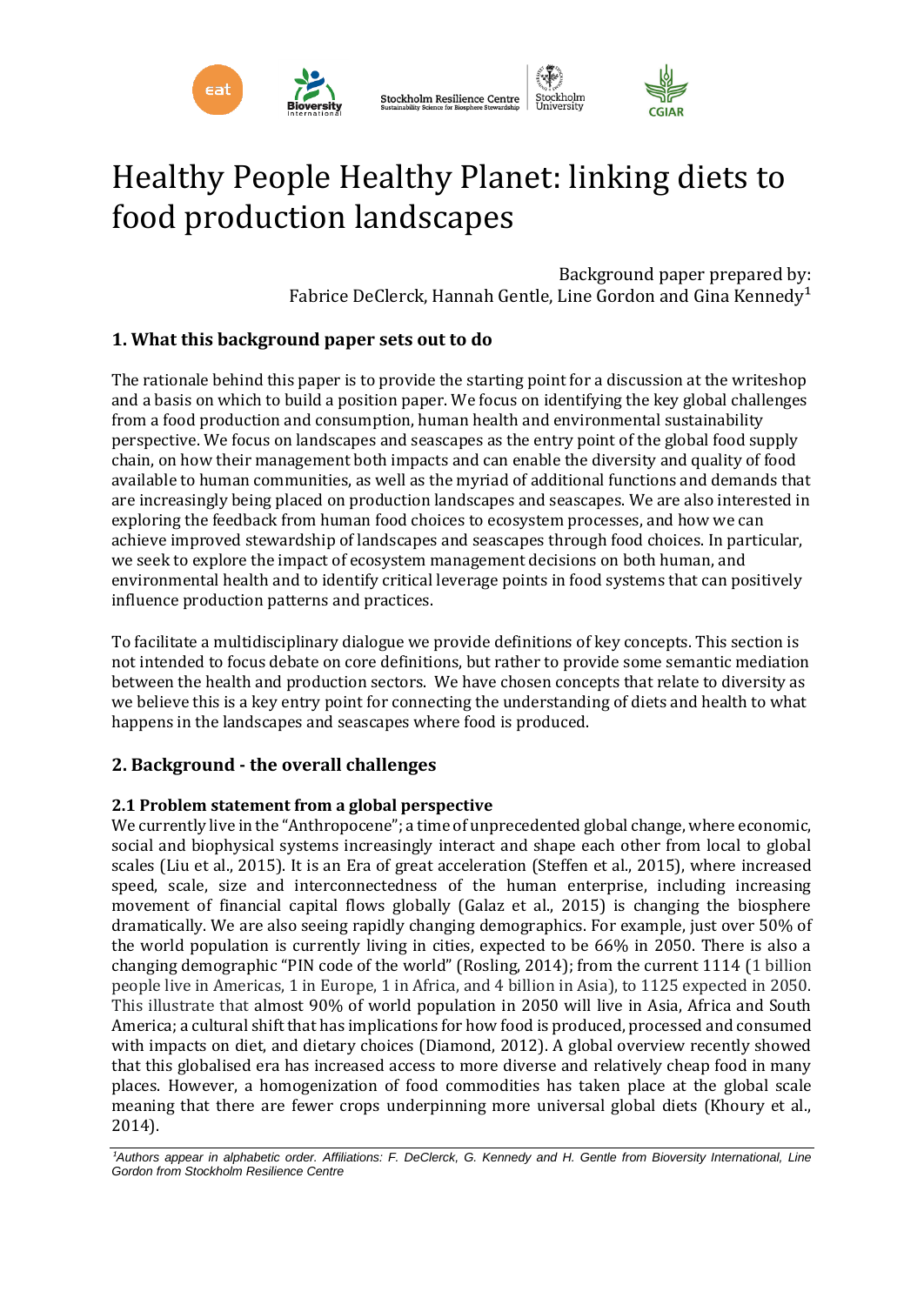# Healthy People Healthy Planet: linking diets to food production landscapes

Background paper prepared by:
Fabrice DeClerck, Hannah Gentle, Line Gordon and Gina Kennedy[1]

## 1. What this background paper sets out to do

The rationale behind this paper is to provide the starting point for a discussion at the writeshop and a basis on which to build a position paper. We focus on identifying the key global challenges from a food production and consumption, human health and environmental sustainability perspective. We focus on landscapes and seascapes as the entry point of the global food supply chain, on how their management both impacts and can enable the diversity and quality of food available to human communities, as well as the myriad of additional functions and demands that are increasingly being placed on production landscapes and seascapes. We are also interested in exploring the feedback from human food choices to ecosystem processes, and how we can achieve improved stewardship of landscapes and seascapes through food choices. In particular, we seek to explore the impact of ecosystem management decisions on both human, and environmental health and to identify critical leverage points in food systems that can positively influence production patterns and practices.

To facilitate a multidisciplinary dialogue we provide definitions of key concepts. This section is not intended to focus debate on core definitions, but rather to provide some semantic mediation between the health and production sectors. We have chosen concepts that relate to diversity as we believe this is a key entry point for connecting the understanding of diets and health to what happens in the landscapes and seascapes where food is produced.

## 2. Background - the overall challenges

### 2.1 Problem statement from a global perspective

We currently live in the "Anthropocene"; a time of unprecedented global change, where economic, social and biophysical systems increasingly interact and shape each other from local to global scales (Liu et al., 2015). It is an Era of great acceleration (Steffen et al., 2015), where increased speed, scale, size and interconnectedness of the human enterprise, including increasing movement of financial capital flows globally (Galaz et al., 2015) is changing the biosphere dramatically. We are also seeing rapidly changing demographics. For example, just over 50% of the world population is currently living in cities, expected to be 66% in 2050. There is also a changing demographic "PIN code of the world" (Rosling, 2014); from the current 1114 (1 billion people live in Americas, 1 in Europe, 1 in Africa, and 4 billion in Asia), to 1125 expected in 2050. This illustrate that almost 90% of world population in 2050 will live in Asia, Africa and South America; a cultural shift that has implications for how food is produced, processed and consumed with impacts on diet, and dietary choices (Diamond, 2012). A global overview recently showed that this globalised era has increased access to more diverse and relatively cheap food in many places. However, a homogenization of food commodities has taken place at the global scale meaning that there are fewer crops underpinning more universal global diets (Khoury et al., 2014).

---

[1] *Authors appear in alphabetic order. Affiliations: F. DeClerck, G. Kennedy and H. Gentle from Bioversity International, Line Gordon from Stockholm Resilience Centre*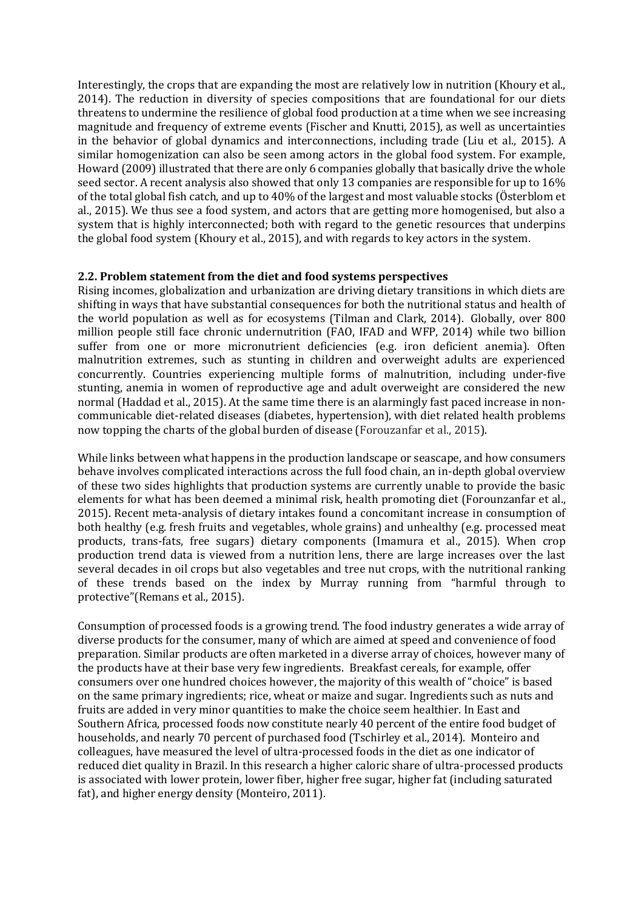Interestingly, the crops that are expanding the most are relatively low in nutrition (Khoury et al., 2014). The reduction in diversity of species compositions that are foundational for our diets threatens to undermine the resilience of global food production at a time when we see increasing magnitude and frequency of extreme events (Fischer and Knutti, 2015), as well as uncertainties in the behavior of global dynamics and interconnections, including trade (Liu et al., 2015). A similar homogenization can also be seen among actors in the global food system. For example, Howard (2009) illustrated that there are only 6 companies globally that basically drive the whole seed sector. A recent analysis also showed that only 13 companies are responsible for up to 16% of the total global fish catch, and up to 40% of the largest and most valuable stocks (Österblom et al., 2015). We thus see a food system, and actors that are getting more homogenised, but also a system that is highly interconnected; both with regard to the genetic resources that underpins the global food system (Khoury et al., 2015), and with regards to key actors in the system.

## 2.2. Problem statement from the diet and food systems perspectives

Rising incomes, globalization and urbanization are driving dietary transitions in which diets are shifting in ways that have substantial consequences for both the nutritional status and health of the world population as well as for ecosystems (Tilman and Clark, 2014). Globally, over 800 million people still face chronic undernutrition (FAO, IFAD and WFP, 2014) while two billion suffer from one or more micronutrient deficiencies (e.g. iron deficient anemia). Often malnutrition extremes, such as stunting in children and overweight adults are experienced concurrently. Countries experiencing multiple forms of malnutrition, including under-five stunting, anemia in women of reproductive age and adult overweight are considered the new normal (Haddad et al., 2015). At the same time there is an alarmingly fast paced increase in non-communicable diet-related diseases (diabetes, hypertension), with diet related health problems now topping the charts of the global burden of disease (Forouzanfar et al., 2015).

While links between what happens in the production landscape or seascape, and how consumers behave involves complicated interactions across the full food chain, an in-depth global overview of these two sides highlights that production systems are currently unable to provide the basic elements for what has been deemed a minimal risk, health promoting diet (Forounzanfar et al., 2015). Recent meta-analysis of dietary intakes found a concomitant increase in consumption of both healthy (e.g. fresh fruits and vegetables, whole grains) and unhealthy (e.g. processed meat products, trans-fats, free sugars) dietary components (Imamura et al., 2015). When crop production trend data is viewed from a nutrition lens, there are large increases over the last several decades in oil crops but also vegetables and tree nut crops, with the nutritional ranking of these trends based on the index by Murray running from "harmful through to protective"(Remans et al., 2015).

Consumption of processed foods is a growing trend. The food industry generates a wide array of diverse products for the consumer, many of which are aimed at speed and convenience of food preparation. Similar products are often marketed in a diverse array of choices, however many of the products have at their base very few ingredients. Breakfast cereals, for example, offer consumers over one hundred choices however, the majority of this wealth of "choice" is based on the same primary ingredients; rice, wheat or maize and sugar. Ingredients such as nuts and fruits are added in very minor quantities to make the choice seem healthier. In East and Southern Africa, processed foods now constitute nearly 40 percent of the entire food budget of households, and nearly 70 percent of purchased food (Tschirley et al., 2014). Monteiro and colleagues, have measured the level of ultra-processed foods in the diet as one indicator of reduced diet quality in Brazil. In this research a higher caloric share of ultra-processed products is associated with lower protein, lower fiber, higher free sugar, higher fat (including saturated fat), and higher energy density (Monteiro, 2011).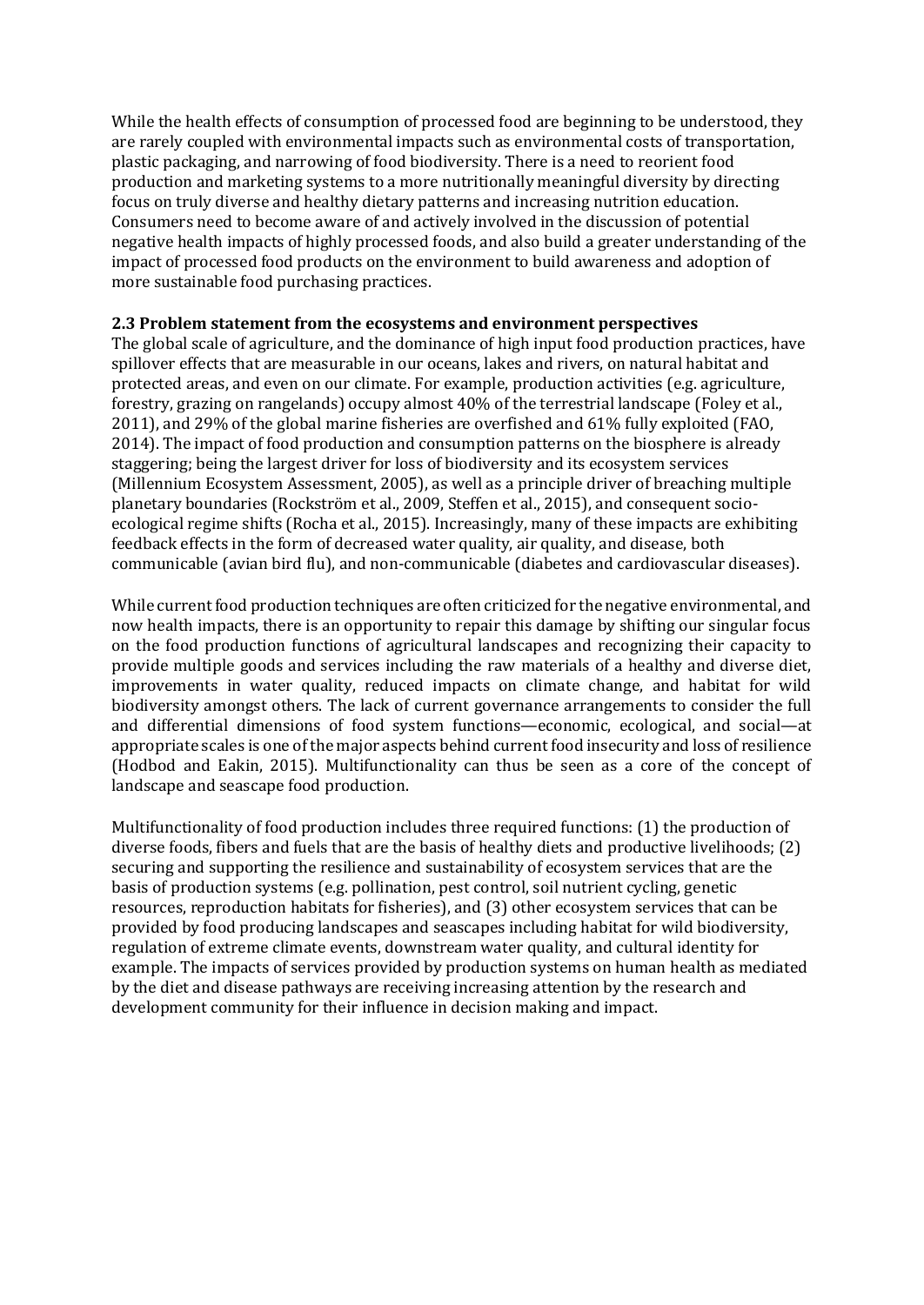While the health effects of consumption of processed food are beginning to be understood, they are rarely coupled with environmental impacts such as environmental costs of transportation, plastic packaging, and narrowing of food biodiversity. There is a need to reorient food production and marketing systems to a more nutritionally meaningful diversity by directing focus on truly diverse and healthy dietary patterns and increasing nutrition education. Consumers need to become aware of and actively involved in the discussion of potential negative health impacts of highly processed foods, and also build a greater understanding of the impact of processed food products on the environment to build awareness and adoption of more sustainable food purchasing practices.

### 2.3 Problem statement from the ecosystems and environment perspectives

The global scale of agriculture, and the dominance of high input food production practices, have spillover effects that are measurable in our oceans, lakes and rivers, on natural habitat and protected areas, and even on our climate. For example, production activities (e.g. agriculture, forestry, grazing on rangelands) occupy almost 40% of the terrestrial landscape (Foley et al., 2011), and 29% of the global marine fisheries are overfished and 61% fully exploited (FAO, 2014). The impact of food production and consumption patterns on the biosphere is already staggering; being the largest driver for loss of biodiversity and its ecosystem services (Millennium Ecosystem Assessment, 2005), as well as a principle driver of breaching multiple planetary boundaries (Rockström et al., 2009, Steffen et al., 2015), and consequent socio-ecological regime shifts (Rocha et al., 2015). Increasingly, many of these impacts are exhibiting feedback effects in the form of decreased water quality, air quality, and disease, both communicable (avian bird flu), and non-communicable (diabetes and cardiovascular diseases).

While current food production techniques are often criticized for the negative environmental, and now health impacts, there is an opportunity to repair this damage by shifting our singular focus on the food production functions of agricultural landscapes and recognizing their capacity to provide multiple goods and services including the raw materials of a healthy and diverse diet, improvements in water quality, reduced impacts on climate change, and habitat for wild biodiversity amongst others. The lack of current governance arrangements to consider the full and differential dimensions of food system functions—economic, ecological, and social—at appropriate scales is one of the major aspects behind current food insecurity and loss of resilience (Hodbod and Eakin, 2015). Multifunctionality can thus be seen as a core of the concept of landscape and seascape food production.

Multifunctionality of food production includes three required functions: (1) the production of diverse foods, fibers and fuels that are the basis of healthy diets and productive livelihoods; (2) securing and supporting the resilience and sustainability of ecosystem services that are the basis of production systems (e.g. pollination, pest control, soil nutrient cycling, genetic resources, reproduction habitats for fisheries), and (3) other ecosystem services that can be provided by food producing landscapes and seascapes including habitat for wild biodiversity, regulation of extreme climate events, downstream water quality, and cultural identity for example. The impacts of services provided by production systems on human health as mediated by the diet and disease pathways are receiving increasing attention by the research and development community for their influence in decision making and impact.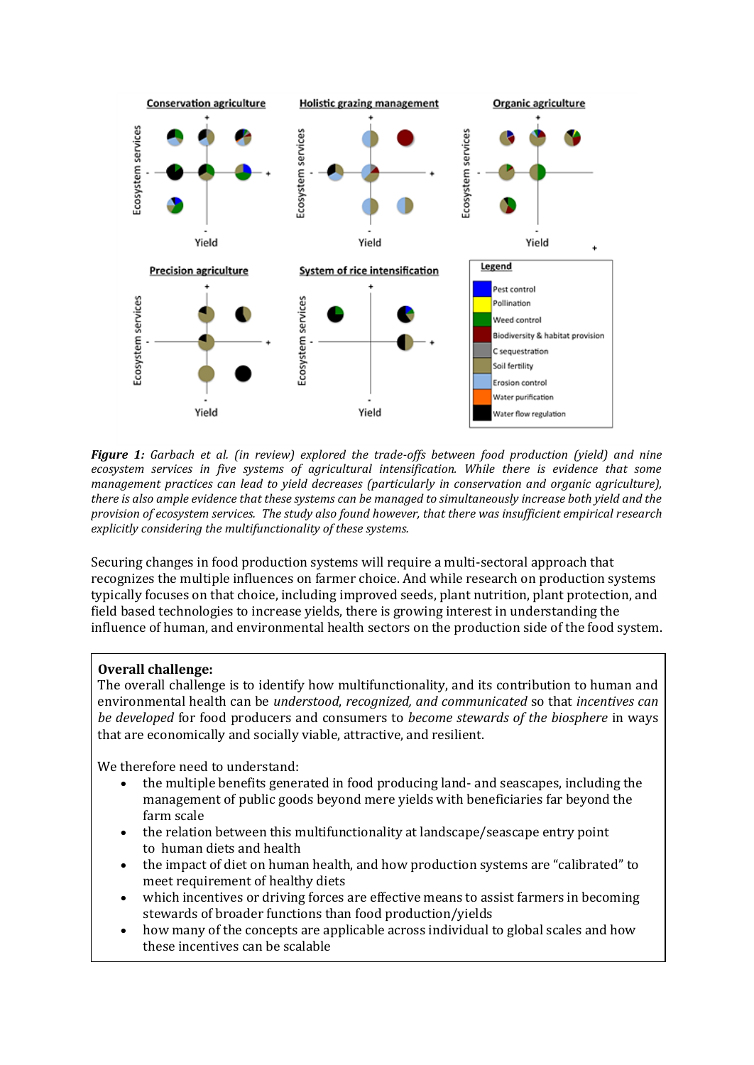***Figure 1:*** *Garbach et al. (in review) explored the trade-offs between food production (yield) and nine ecosystem services in five systems of agricultural intensification. While there is evidence that some management practices can lead to yield decreases (particularly in conservation and organic agriculture), there is also ample evidence that these systems can be managed to simultaneously increase both yield and the provision of ecosystem services. The study also found however, that there was insufficient empirical research explicitly considering the multifunctionality of these systems.*

Securing changes in food production systems will require a multi-sectoral approach that recognizes the multiple influences on farmer choice. And while research on production systems typically focuses on that choice, including improved seeds, plant nutrition, plant protection, and field based technologies to increase yields, there is growing interest in understanding the influence of human, and environmental health sectors on the production side of the food system.

**Overall challenge:**
The overall challenge is to identify how multifunctionality, and its contribution to human and environmental health can be *understood, recognized, and communicated* so that *incentives can be developed* for food producers and consumers to *become stewards of the biosphere* in ways that are economically and socially viable, attractive, and resilient.

We therefore need to understand:

- the multiple benefits generated in food producing land- and seascapes, including the management of public goods beyond mere yields with beneficiaries far beyond the farm scale
- the relation between this multifunctionality at landscape/seascape entry point to human diets and health
- the impact of diet on human health, and how production systems are "calibrated" to meet requirement of healthy diets
- which incentives or driving forces are effective means to assist farmers in becoming stewards of broader functions than food production/yields
- how many of the concepts are applicable across individual to global scales and how these incentives can be scalable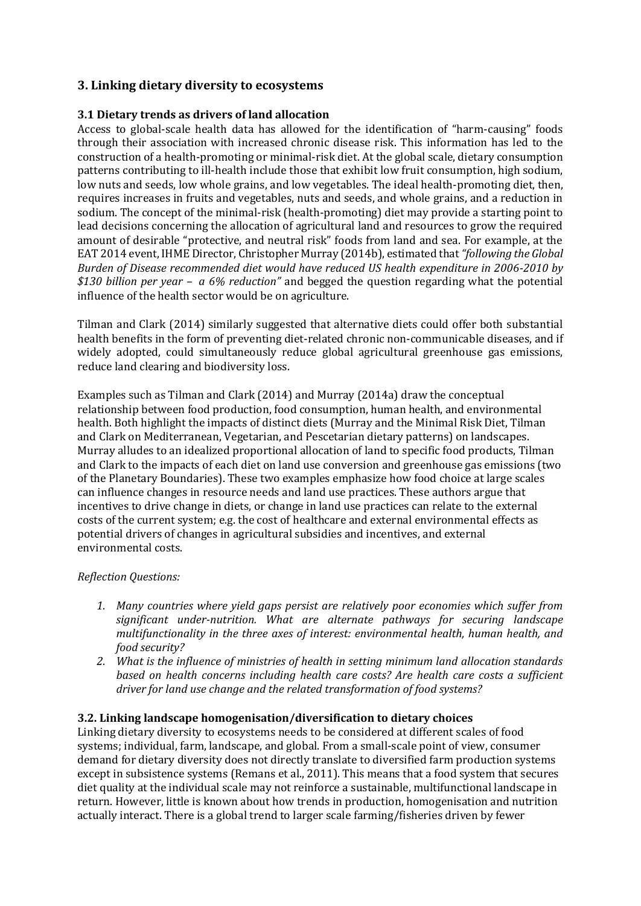## 3. Linking dietary diversity to ecosystems

### 3.1 Dietary trends as drivers of land allocation

Access to global-scale health data has allowed for the identification of "harm-causing" foods through their association with increased chronic disease risk. This information has led to the construction of a health-promoting or minimal-risk diet. At the global scale, dietary consumption patterns contributing to ill-health include those that exhibit low fruit consumption, high sodium, low nuts and seeds, low whole grains, and low vegetables. The ideal health-promoting diet, then, requires increases in fruits and vegetables, nuts and seeds, and whole grains, and a reduction in sodium. The concept of the minimal-risk (health-promoting) diet may provide a starting point to lead decisions concerning the allocation of agricultural land and resources to grow the required amount of desirable "protective, and neutral risk" foods from land and sea. For example, at the EAT 2014 event, IHME Director, Christopher Murray (2014b), estimated that *"following the Global Burden of Disease recommended diet would have reduced US health expenditure in 2006-2010 by $130 billion per year – a 6% reduction"* and begged the question regarding what the potential influence of the health sector would be on agriculture.

Tilman and Clark (2014) similarly suggested that alternative diets could offer both substantial health benefits in the form of preventing diet-related chronic non-communicable diseases, and if widely adopted, could simultaneously reduce global agricultural greenhouse gas emissions, reduce land clearing and biodiversity loss.

Examples such as Tilman and Clark (2014) and Murray (2014a) draw the conceptual relationship between food production, food consumption, human health, and environmental health. Both highlight the impacts of distinct diets (Murray and the Minimal Risk Diet, Tilman and Clark on Mediterranean, Vegetarian, and Pescetarian dietary patterns) on landscapes. Murray alludes to an idealized proportional allocation of land to specific food products, Tilman and Clark to the impacts of each diet on land use conversion and greenhouse gas emissions (two of the Planetary Boundaries). These two examples emphasize how food choice at large scales can influence changes in resource needs and land use practices. These authors argue that incentives to drive change in diets, or change in land use practices can relate to the external costs of the current system; e.g. the cost of healthcare and external environmental effects as potential drivers of changes in agricultural subsidies and incentives, and external environmental costs.

*Reflection Questions:*

1. *Many countries where yield gaps persist are relatively poor economies which suffer from significant under-nutrition. What are alternate pathways for securing landscape multifunctionality in the three axes of interest: environmental health, human health, and food security?*
2. *What is the influence of ministries of health in setting minimum land allocation standards based on health concerns including health care costs? Are health care costs a sufficient driver for land use change and the related transformation of food systems?*

### 3.2. Linking landscape homogenisation/diversification to dietary choices

Linking dietary diversity to ecosystems needs to be considered at different scales of food systems; individual, farm, landscape, and global. From a small-scale point of view, consumer demand for dietary diversity does not directly translate to diversified farm production systems except in subsistence systems (Remans et al., 2011). This means that a food system that secures diet quality at the individual scale may not reinforce a sustainable, multifunctional landscape in return. However, little is known about how trends in production, homogenisation and nutrition actually interact. There is a global trend to larger scale farming/fisheries driven by fewer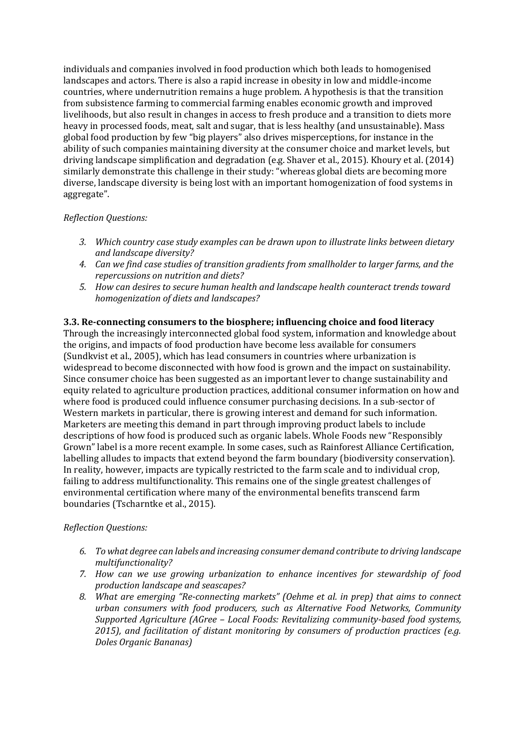individuals and companies involved in food production which both leads to homogenised landscapes and actors. There is also a rapid increase in obesity in low and middle-income countries, where undernutrition remains a huge problem. A hypothesis is that the transition from subsistence farming to commercial farming enables economic growth and improved livelihoods, but also result in changes in access to fresh produce and a transition to diets more heavy in processed foods, meat, salt and sugar, that is less healthy (and unsustainable). Mass global food production by few "big players" also drives misperceptions, for instance in the ability of such companies maintaining diversity at the consumer choice and market levels, but driving landscape simplification and degradation (e.g. Shaver et al., 2015). Khoury et al. (2014) similarly demonstrate this challenge in their study: "whereas global diets are becoming more diverse, landscape diversity is being lost with an important homogenization of food systems in aggregate".

*Reflection Questions:*

3. *Which country case study examples can be drawn upon to illustrate links between dietary and landscape diversity?*
4. *Can we find case studies of transition gradients from smallholder to larger farms, and the repercussions on nutrition and diets?*
5. *How can desires to secure human health and landscape health counteract trends toward homogenization of diets and landscapes?*

### 3.3. Re-connecting consumers to the biosphere; influencing choice and food literacy

Through the increasingly interconnected global food system, information and knowledge about the origins, and impacts of food production have become less available for consumers (Sundkvist et al., 2005), which has lead consumers in countries where urbanization is widespread to become disconnected with how food is grown and the impact on sustainability. Since consumer choice has been suggested as an important lever to change sustainability and equity related to agriculture production practices, additional consumer information on how and where food is produced could influence consumer purchasing decisions. In a sub-sector of Western markets in particular, there is growing interest and demand for such information. Marketers are meeting this demand in part through improving product labels to include descriptions of how food is produced such as organic labels. Whole Foods new "Responsibly Grown" label is a more recent example. In some cases, such as Rainforest Alliance Certification, labelling alludes to impacts that extend beyond the farm boundary (biodiversity conservation). In reality, however, impacts are typically restricted to the farm scale and to individual crop, failing to address multifunctionality. This remains one of the single greatest challenges of environmental certification where many of the environmental benefits transcend farm boundaries (Tscharntke et al., 2015).

*Reflection Questions:*

6. *To what degree can labels and increasing consumer demand contribute to driving landscape multifunctionality?*
7. *How can we use growing urbanization to enhance incentives for stewardship of food production landscape and seascapes?*
8. *What are emerging "Re-connecting markets" (Oehme et al. in prep) that aims to connect urban consumers with food producers, such as Alternative Food Networks, Community Supported Agriculture (AGree – Local Foods: Revitalizing community-based food systems, 2015), and facilitation of distant monitoring by consumers of production practices (e.g. Doles Organic Bananas)*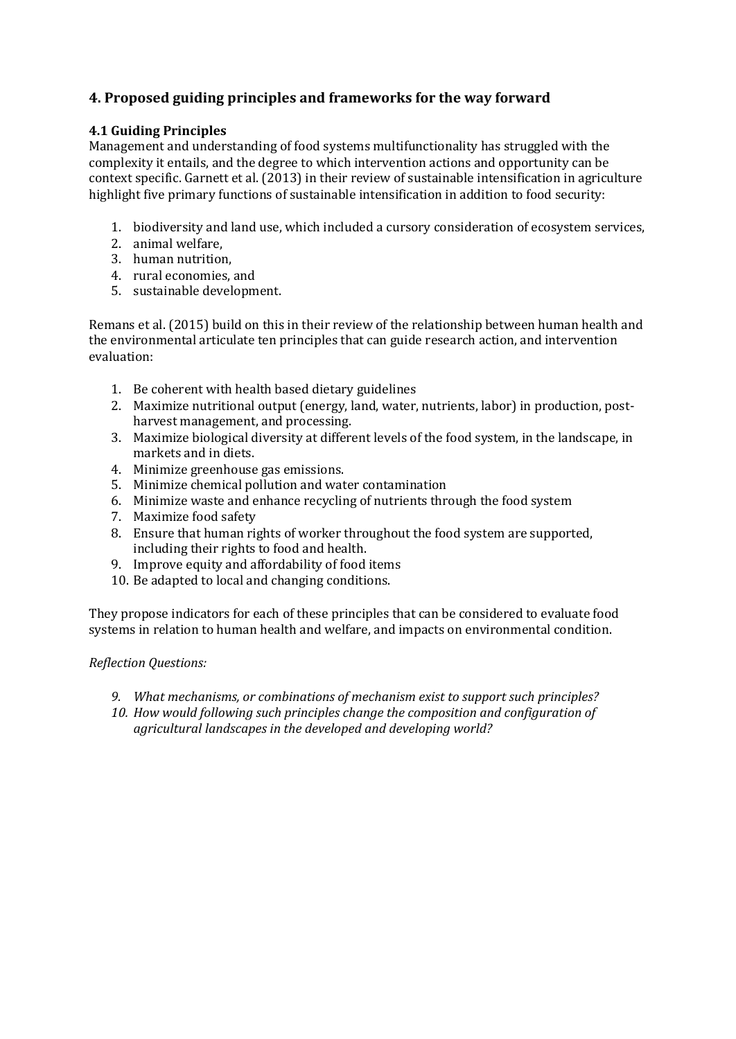## 4. Proposed guiding principles and frameworks for the way forward

### 4.1 Guiding Principles

Management and understanding of food systems multifunctionality has struggled with the complexity it entails, and the degree to which intervention actions and opportunity can be context specific. Garnett et al. (2013) in their review of sustainable intensification in agriculture highlight five primary functions of sustainable intensification in addition to food security:

1. biodiversity and land use, which included a cursory consideration of ecosystem services,
2. animal welfare,
3. human nutrition,
4. rural economies, and
5. sustainable development.

Remans et al. (2015) build on this in their review of the relationship between human health and the environmental articulate ten principles that can guide research action, and intervention evaluation:

1. Be coherent with health based dietary guidelines
2. Maximize nutritional output (energy, land, water, nutrients, labor) in production, post-harvest management, and processing.
3. Maximize biological diversity at different levels of the food system, in the landscape, in markets and in diets.
4. Minimize greenhouse gas emissions.
5. Minimize chemical pollution and water contamination
6. Minimize waste and enhance recycling of nutrients through the food system
7. Maximize food safety
8. Ensure that human rights of worker throughout the food system are supported, including their rights to food and health.
9. Improve equity and affordability of food items
10. Be adapted to local and changing conditions.

They propose indicators for each of these principles that can be considered to evaluate food systems in relation to human health and welfare, and impacts on environmental condition.

*Reflection Questions:*

9. *What mechanisms, or combinations of mechanism exist to support such principles?*
10. *How would following such principles change the composition and configuration of agricultural landscapes in the developed and developing world?*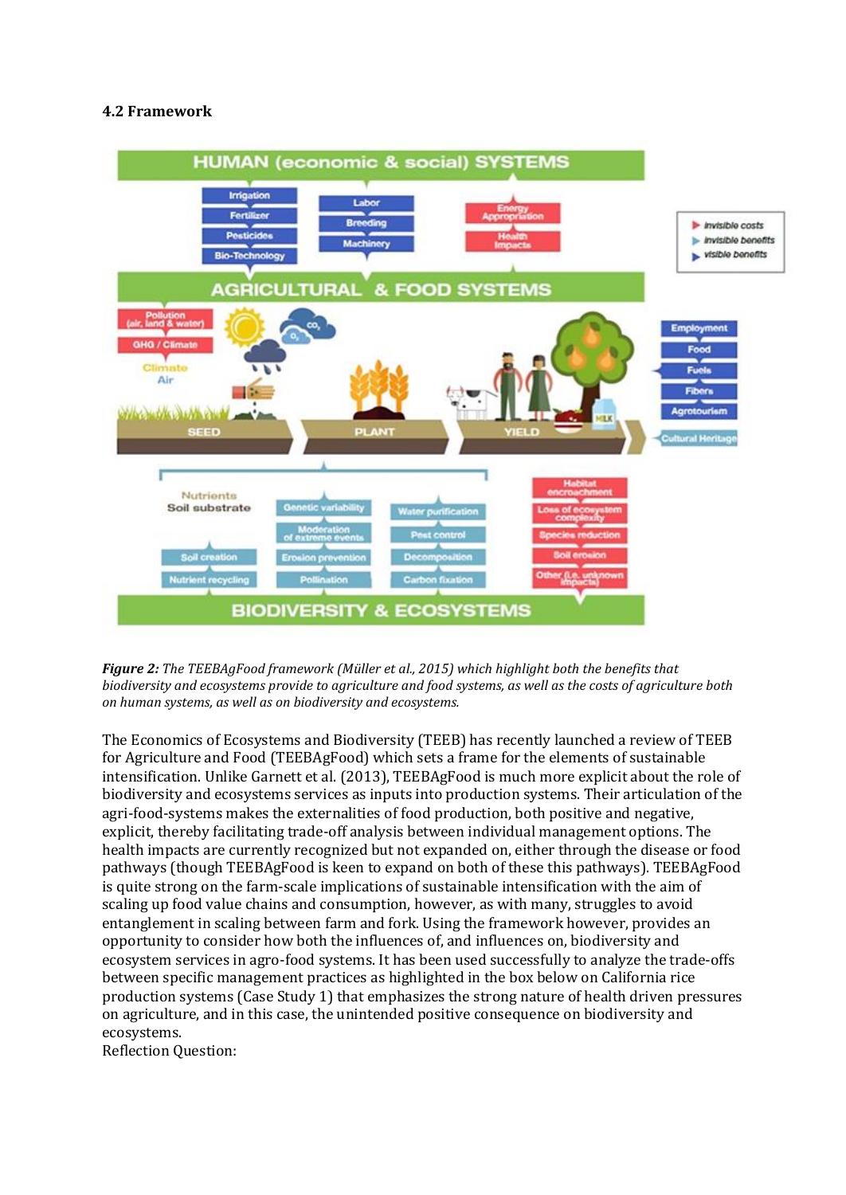### 4.2 Framework

***Figure 2:*** *The TEEBAgFood framework (Müller et al., 2015) which highlight both the benefits that biodiversity and ecosystems provide to agriculture and food systems, as well as the costs of agriculture both on human systems, as well as on biodiversity and ecosystems.*

The Economics of Ecosystems and Biodiversity (TEEB) has recently launched a review of TEEB for Agriculture and Food (TEEBAgFood) which sets a frame for the elements of sustainable intensification. Unlike Garnett et al. (2013), TEEBAgFood is much more explicit about the role of biodiversity and ecosystems services as inputs into production systems. Their articulation of the agri-food-systems makes the externalities of food production, both positive and negative, explicit, thereby facilitating trade-off analysis between individual management options. The health impacts are currently recognized but not expanded on, either through the disease or food pathways (though TEEBAgFood is keen to expand on both of these this pathways). TEEBAgFood is quite strong on the farm-scale implications of sustainable intensification with the aim of scaling up food value chains and consumption, however, as with many, struggles to avoid entanglement in scaling between farm and fork. Using the framework however, provides an opportunity to consider how both the influences of, and influences on, biodiversity and ecosystem services in agro-food systems. It has been used successfully to analyze the trade-offs between specific management practices as highlighted in the box below on California rice production systems (Case Study 1) that emphasizes the strong nature of health driven pressures on agriculture, and in this case, the unintended positive consequence on biodiversity and ecosystems.

Reflection Question: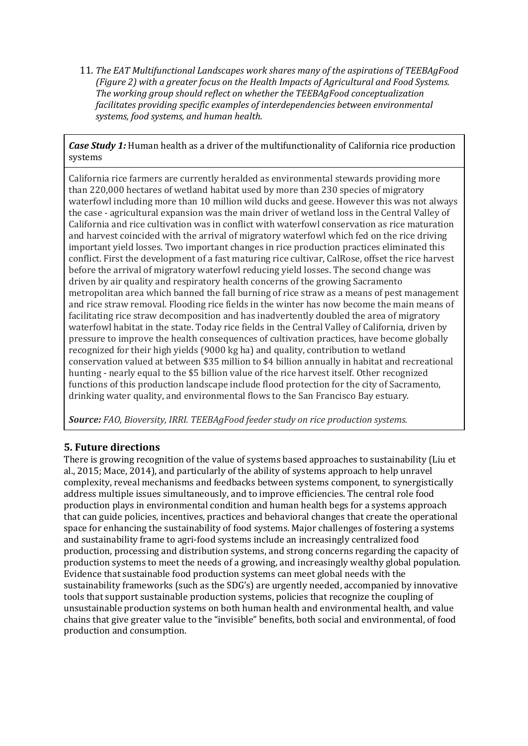11. *The EAT Multifunctional Landscapes work shares many of the aspirations of TEEBAgFood (Figure 2) with a greater focus on the Health Impacts of Agricultural and Food Systems. The working group should reflect on whether the TEEBAgFood conceptualization facilitates providing specific examples of interdependencies between environmental systems, food systems, and human health.*

| ***Case Study 1:*** Human health as a driver of the multifunctionality of California rice production systems |
| --- |
| California rice farmers are currently heralded as environmental stewards providing more than 220,000 hectares of wetland habitat used by more than 230 species of migratory waterfowl including more than 10 million wild ducks and geese. However this was not always the case - agricultural expansion was the main driver of wetland loss in the Central Valley of California and rice cultivation was in conflict with waterfowl conservation as rice maturation and harvest coincided with the arrival of migratory waterfowl which fed on the rice driving important yield losses. Two important changes in rice production practices eliminated this conflict. First the development of a fast maturing rice cultivar, CalRose, offset the rice harvest before the arrival of migratory waterfowl reducing yield losses. The second change was driven by air quality and respiratory health concerns of the growing Sacramento metropolitan area which banned the fall burning of rice straw as a means of pest management and rice straw removal. Flooding rice fields in the winter has now become the main means of facilitating rice straw decomposition and has inadvertently doubled the area of migratory waterfowl habitat in the state. Today rice fields in the Central Valley of California, driven by pressure to improve the health consequences of cultivation practices, have become globally recognized for their high yields (9000 kg ha) and quality, contribution to wetland conservation valued at between $35 million to $4 billion annually in habitat and recreational hunting - nearly equal to the $5 billion value of the rice harvest itself. Other recognized functions of this production landscape include flood protection for the city of Sacramento, drinking water quality, and environmental flows to the San Francisco Bay estuary.<br><br>***Source:*** *FAO, Bioversity, IRRI. TEEBAgFood feeder study on rice production systems.* |

## 5. Future directions

There is growing recognition of the value of systems based approaches to sustainability (Liu et al., 2015; Mace, 2014), and particularly of the ability of systems approach to help unravel complexity, reveal mechanisms and feedbacks between systems component, to synergistically address multiple issues simultaneously, and to improve efficiencies. The central role food production plays in environmental condition and human health begs for a systems approach that can guide policies, incentives, practices and behavioral changes that create the operational space for enhancing the sustainability of food systems. Major challenges of fostering a systems and sustainability frame to agri-food systems include an increasingly centralized food production, processing and distribution systems, and strong concerns regarding the capacity of production systems to meet the needs of a growing, and increasingly wealthy global population. Evidence that sustainable food production systems can meet global needs with the sustainability frameworks (such as the SDG's) are urgently needed, accompanied by innovative tools that support sustainable production systems, policies that recognize the coupling of unsustainable production systems on both human health and environmental health, and value chains that give greater value to the "invisible" benefits, both social and environmental, of food production and consumption.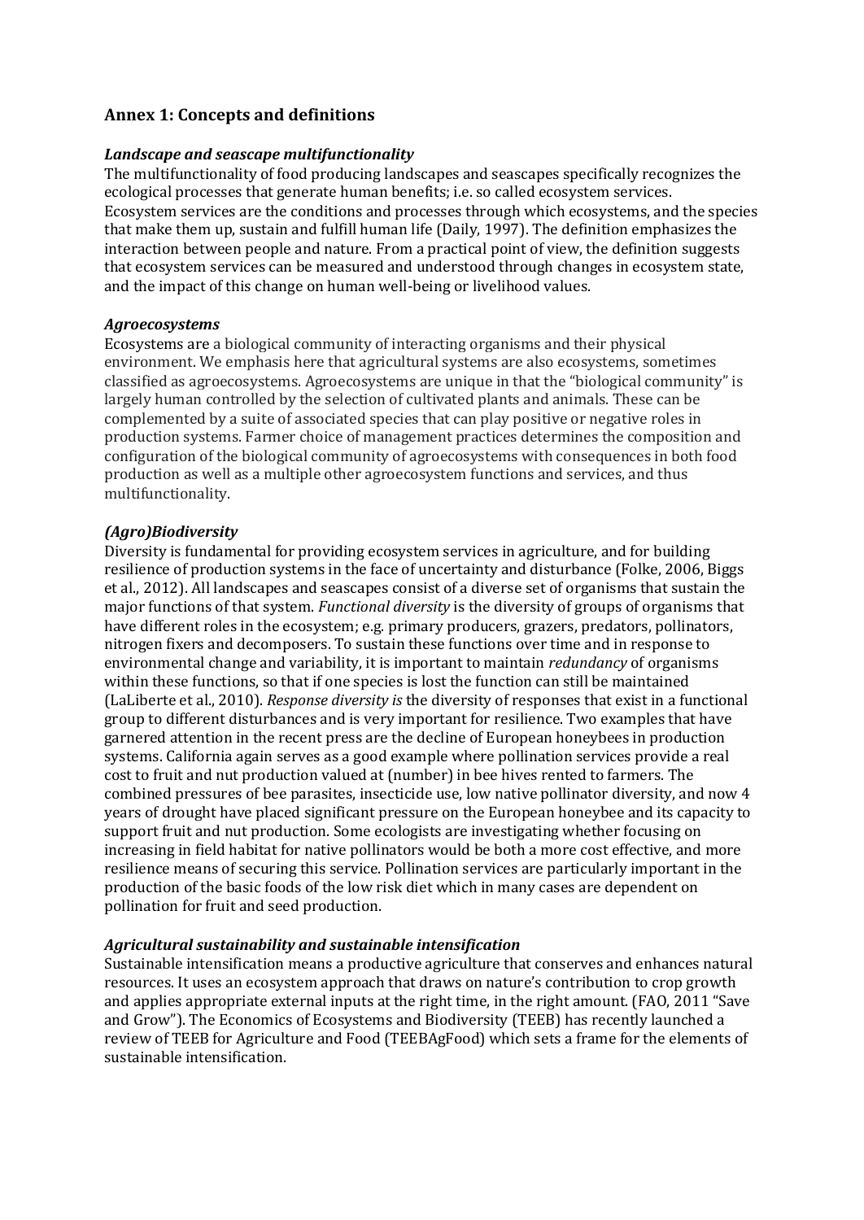## Annex 1: Concepts and definitions

### *Landscape and seascape multifunctionality*

The multifunctionality of food producing landscapes and seascapes specifically recognizes the ecological processes that generate human benefits; i.e. so called ecosystem services. Ecosystem services are the conditions and processes through which ecosystems, and the species that make them up, sustain and fulfill human life (Daily, 1997). The definition emphasizes the interaction between people and nature. From a practical point of view, the definition suggests that ecosystem services can be measured and understood through changes in ecosystem state, and the impact of this change on human well-being or livelihood values.

### *Agroecosystems*

Ecosystems are a biological community of interacting organisms and their physical environment. We emphasis here that agricultural systems are also ecosystems, sometimes classified as agroecosystems. Agroecosystems are unique in that the "biological community" is largely human controlled by the selection of cultivated plants and animals. These can be complemented by a suite of associated species that can play positive or negative roles in production systems. Farmer choice of management practices determines the composition and configuration of the biological community of agroecosystems with consequences in both food production as well as a multiple other agroecosystem functions and services, and thus multifunctionality.

### *(Agro)Biodiversity*

Diversity is fundamental for providing ecosystem services in agriculture, and for building resilience of production systems in the face of uncertainty and disturbance (Folke, 2006, Biggs et al., 2012). All landscapes and seascapes consist of a diverse set of organisms that sustain the major functions of that system. *Functional diversity* is the diversity of groups of organisms that have different roles in the ecosystem; e.g. primary producers, grazers, predators, pollinators, nitrogen fixers and decomposers. To sustain these functions over time and in response to environmental change and variability, it is important to maintain *redundancy* of organisms within these functions, so that if one species is lost the function can still be maintained (LaLiberte et al., 2010). *Response diversity is* the diversity of responses that exist in a functional group to different disturbances and is very important for resilience. Two examples that have garnered attention in the recent press are the decline of European honeybees in production systems. California again serves as a good example where pollination services provide a real cost to fruit and nut production valued at (number) in bee hives rented to farmers. The combined pressures of bee parasites, insecticide use, low native pollinator diversity, and now 4 years of drought have placed significant pressure on the European honeybee and its capacity to support fruit and nut production. Some ecologists are investigating whether focusing on increasing in field habitat for native pollinators would be both a more cost effective, and more resilience means of securing this service. Pollination services are particularly important in the production of the basic foods of the low risk diet which in many cases are dependent on pollination for fruit and seed production.

### *Agricultural sustainability and sustainable intensification*

Sustainable intensification means a productive agriculture that conserves and enhances natural resources. It uses an ecosystem approach that draws on nature's contribution to crop growth and applies appropriate external inputs at the right time, in the right amount. (FAO, 2011 "Save and Grow"). The Economics of Ecosystems and Biodiversity (TEEB) has recently launched a review of TEEB for Agriculture and Food (TEEBAgFood) which sets a frame for the elements of sustainable intensification.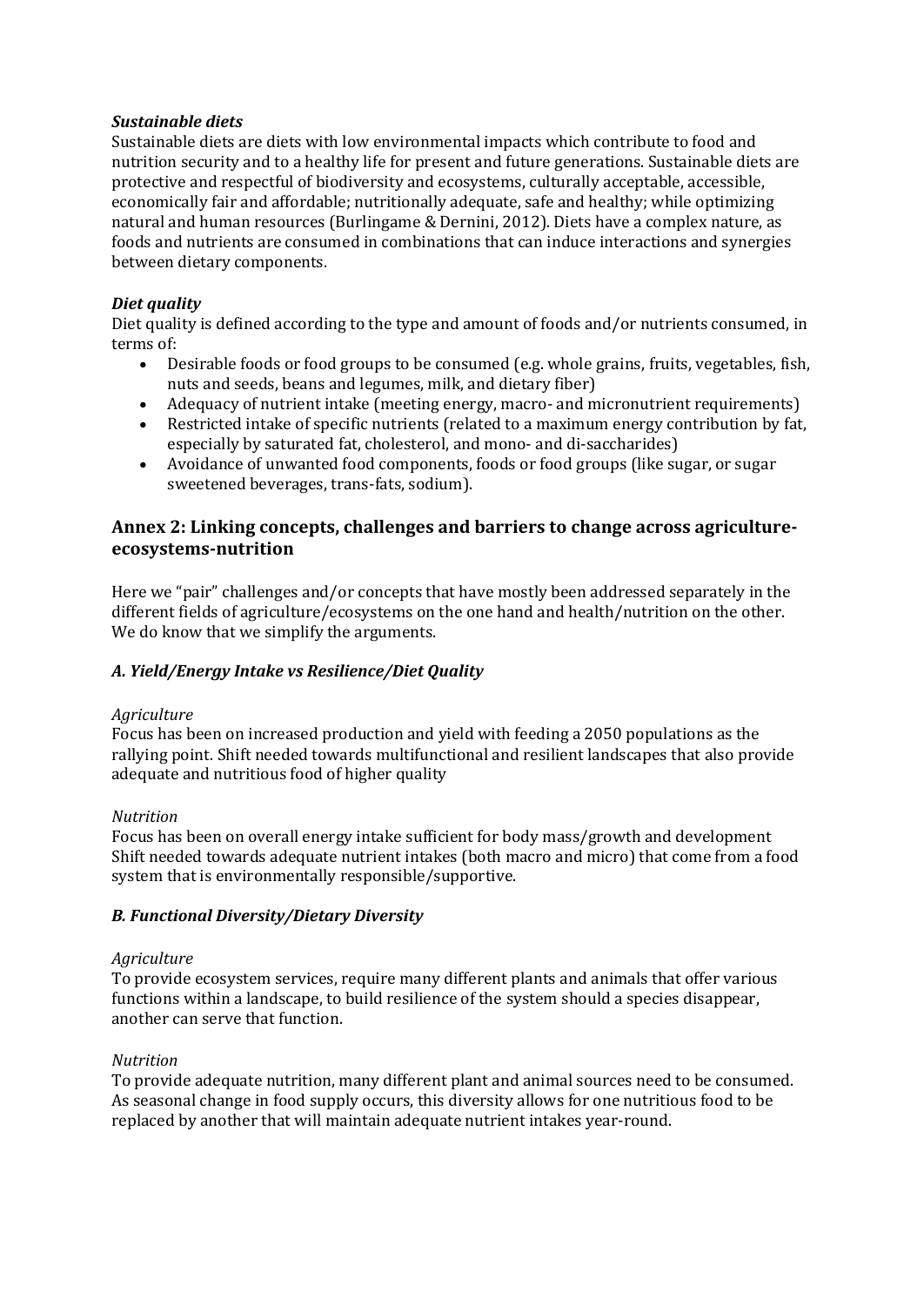### *Sustainable diets*

Sustainable diets are diets with low environmental impacts which contribute to food and nutrition security and to a healthy life for present and future generations. Sustainable diets are protective and respectful of biodiversity and ecosystems, culturally acceptable, accessible, economically fair and affordable; nutritionally adequate, safe and healthy; while optimizing natural and human resources (Burlingame & Dernini, 2012). Diets have a complex nature, as foods and nutrients are consumed in combinations that can induce interactions and synergies between dietary components.

### *Diet quality*

Diet quality is defined according to the type and amount of foods and/or nutrients consumed, in terms of:

- Desirable foods or food groups to be consumed (e.g. whole grains, fruits, vegetables, fish, nuts and seeds, beans and legumes, milk, and dietary fiber)
- Adequacy of nutrient intake (meeting energy, macro- and micronutrient requirements)
- Restricted intake of specific nutrients (related to a maximum energy contribution by fat, especially by saturated fat, cholesterol, and mono- and di-saccharides)
- Avoidance of unwanted food components, foods or food groups (like sugar, or sugar sweetened beverages, trans-fats, sodium).

## Annex 2: Linking concepts, challenges and barriers to change across agriculture-ecosystems-nutrition

Here we "pair" challenges and/or concepts that have mostly been addressed separately in the different fields of agriculture/ecosystems on the one hand and health/nutrition on the other. We do know that we simplify the arguments.

### *A. Yield/Energy Intake vs Resilience/Diet Quality*

*Agriculture*

Focus has been on increased production and yield with feeding a 2050 populations as the rallying point. Shift needed towards multifunctional and resilient landscapes that also provide adequate and nutritious food of higher quality

*Nutrition*

Focus has been on overall energy intake sufficient for body mass/growth and development Shift needed towards adequate nutrient intakes (both macro and micro) that come from a food system that is environmentally responsible/supportive.

### *B. Functional Diversity/Dietary Diversity*

*Agriculture*

To provide ecosystem services, require many different plants and animals that offer various functions within a landscape, to build resilience of the system should a species disappear, another can serve that function.

*Nutrition*

To provide adequate nutrition, many different plant and animal sources need to be consumed. As seasonal change in food supply occurs, this diversity allows for one nutritious food to be replaced by another that will maintain adequate nutrient intakes year-round.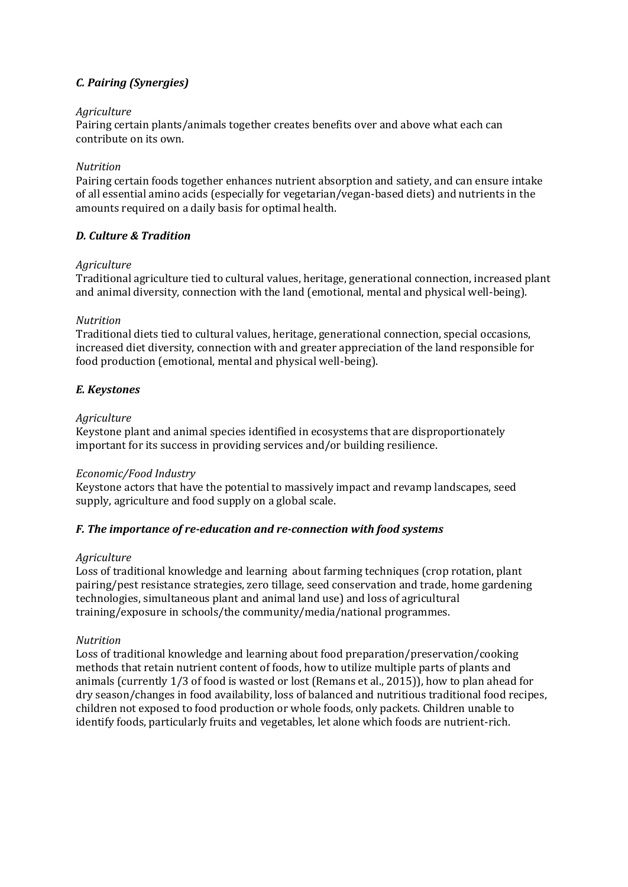### *C. Pairing (Synergies)*

*Agriculture*

Pairing certain plants/animals together creates benefits over and above what each can contribute on its own.

*Nutrition*

Pairing certain foods together enhances nutrient absorption and satiety, and can ensure intake of all essential amino acids (especially for vegetarian/vegan-based diets) and nutrients in the amounts required on a daily basis for optimal health.

### *D. Culture & Tradition*

*Agriculture*

Traditional agriculture tied to cultural values, heritage, generational connection, increased plant and animal diversity, connection with the land (emotional, mental and physical well-being).

*Nutrition*

Traditional diets tied to cultural values, heritage, generational connection, special occasions, increased diet diversity, connection with and greater appreciation of the land responsible for food production (emotional, mental and physical well-being).

### *E. Keystones*

*Agriculture*

Keystone plant and animal species identified in ecosystems that are disproportionately important for its success in providing services and/or building resilience.

*Economic/Food Industry*

Keystone actors that have the potential to massively impact and revamp landscapes, seed supply, agriculture and food supply on a global scale.

### *F. The importance of re-education and re-connection with food systems*

*Agriculture*

Loss of traditional knowledge and learning about farming techniques (crop rotation, plant pairing/pest resistance strategies, zero tillage, seed conservation and trade, home gardening technologies, simultaneous plant and animal land use) and loss of agricultural training/exposure in schools/the community/media/national programmes.

*Nutrition*

Loss of traditional knowledge and learning about food preparation/preservation/cooking methods that retain nutrient content of foods, how to utilize multiple parts of plants and animals (currently 1/3 of food is wasted or lost (Remans et al., 2015)), how to plan ahead for dry season/changes in food availability, loss of balanced and nutritious traditional food recipes, children not exposed to food production or whole foods, only packets. Children unable to identify foods, particularly fruits and vegetables, let alone which foods are nutrient-rich.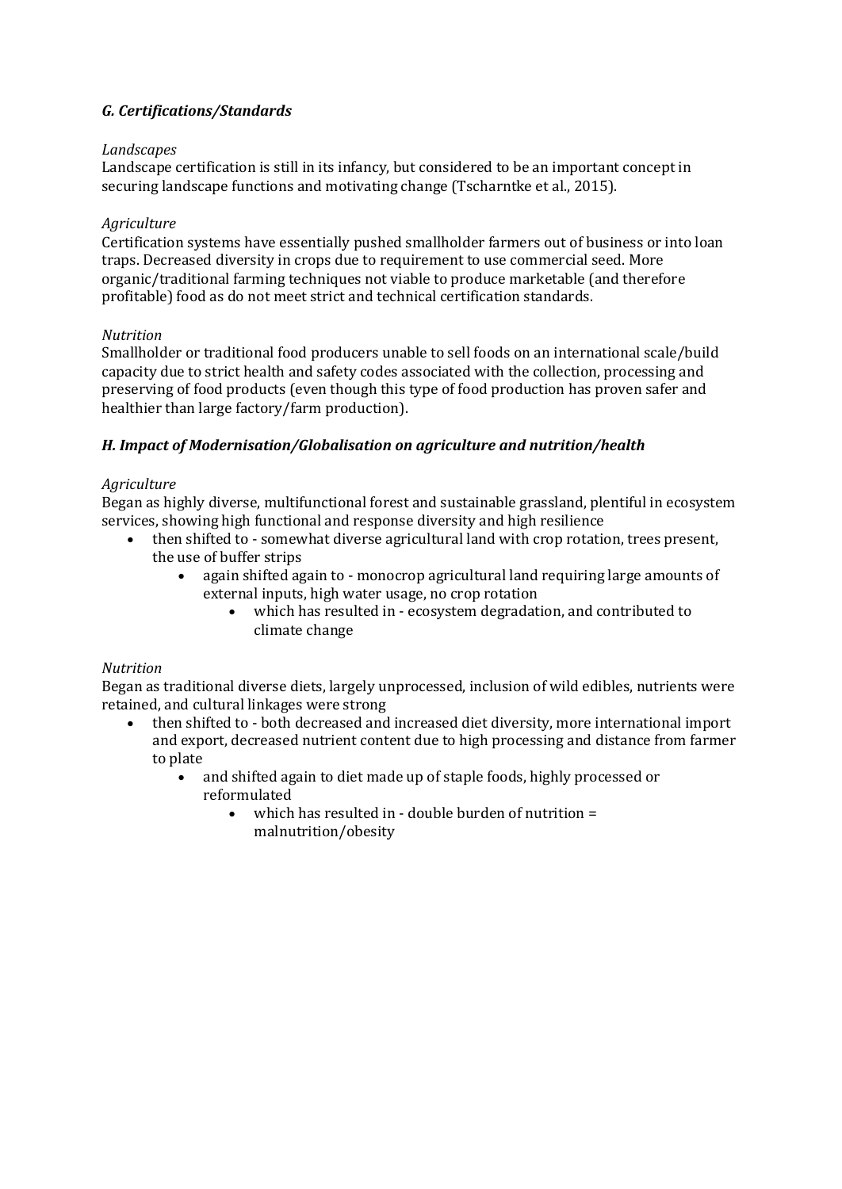### *G. Certifications/Standards*

*Landscapes*

Landscape certification is still in its infancy, but considered to be an important concept in securing landscape functions and motivating change (Tscharntke et al., 2015).

*Agriculture*

Certification systems have essentially pushed smallholder farmers out of business or into loan traps. Decreased diversity in crops due to requirement to use commercial seed. More organic/traditional farming techniques not viable to produce marketable (and therefore profitable) food as do not meet strict and technical certification standards.

*Nutrition*

Smallholder or traditional food producers unable to sell foods on an international scale/build capacity due to strict health and safety codes associated with the collection, processing and preserving of food products (even though this type of food production has proven safer and healthier than large factory/farm production).

### *H. Impact of Modernisation/Globalisation on agriculture and nutrition/health*

*Agriculture*

Began as highly diverse, multifunctional forest and sustainable grassland, plentiful in ecosystem services, showing high functional and response diversity and high resilience

- then shifted to - somewhat diverse agricultural land with crop rotation, trees present, the use of buffer strips
    - again shifted again to - monocrop agricultural land requiring large amounts of external inputs, high water usage, no crop rotation
        - which has resulted in - ecosystem degradation, and contributed to climate change

*Nutrition*

Began as traditional diverse diets, largely unprocessed, inclusion of wild edibles, nutrients were retained, and cultural linkages were strong

- then shifted to - both decreased and increased diet diversity, more international import and export, decreased nutrient content due to high processing and distance from farmer to plate
    - and shifted again to diet made up of staple foods, highly processed or reformulated
        - which has resulted in - double burden of nutrition = malnutrition/obesity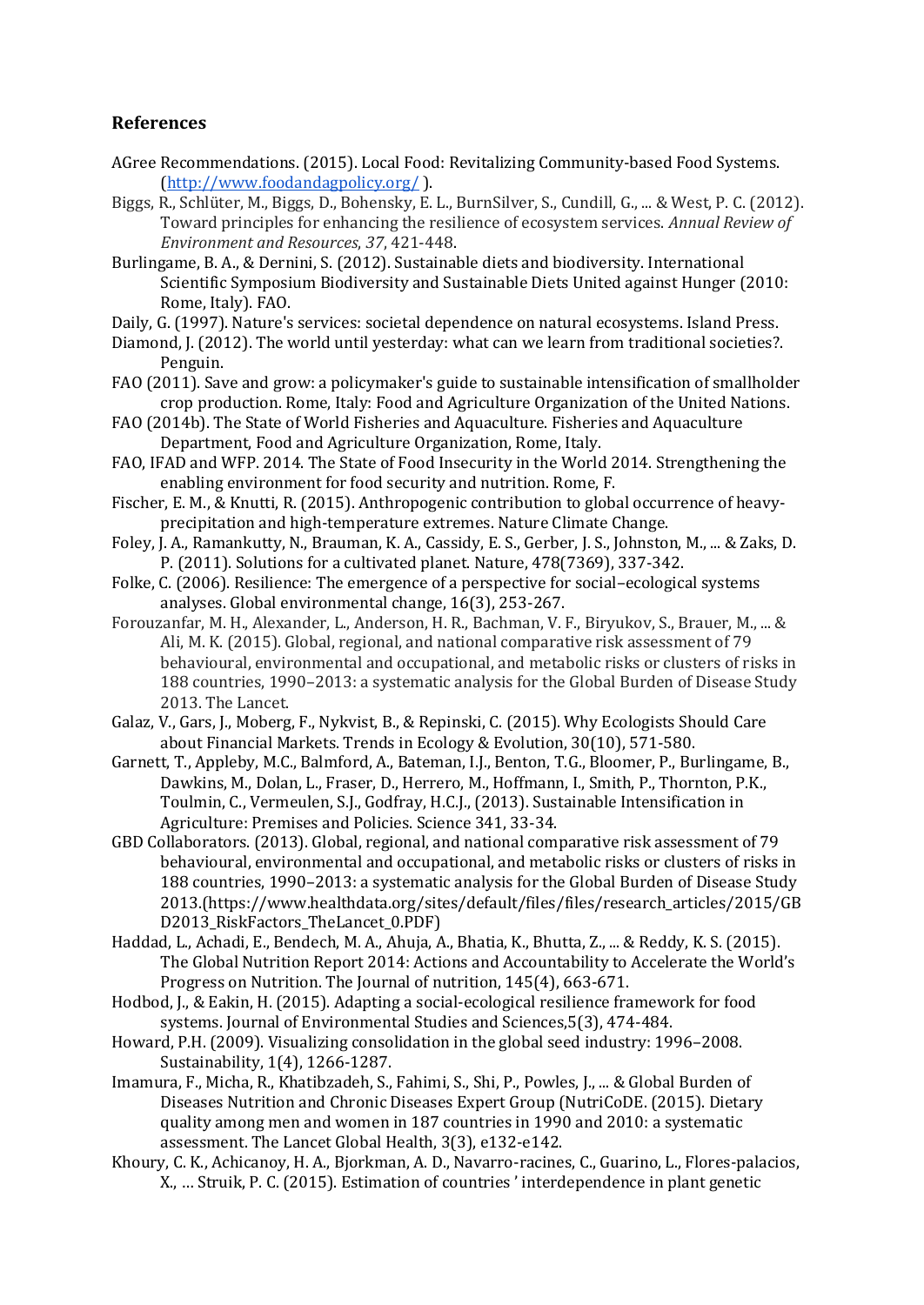## References

AGree Recommendations. (2015). Local Food: Revitalizing Community-based Food Systems. (http://www.foodandagpolicy.org/ ).

Biggs, R., Schlüter, M., Biggs, D., Bohensky, E. L., BurnSilver, S., Cundill, G., ... & West, P. C. (2012). Toward principles for enhancing the resilience of ecosystem services. *Annual Review of Environment and Resources*, *37*, 421-448.

Burlingame, B. A., & Dernini, S. (2012). Sustainable diets and biodiversity. International Scientific Symposium Biodiversity and Sustainable Diets United against Hunger (2010: Rome, Italy). FAO.

Daily, G. (1997). Nature's services: societal dependence on natural ecosystems. Island Press.

Diamond, J. (2012). The world until yesterday: what can we learn from traditional societies?. Penguin.

FAO (2011). Save and grow: a policymaker's guide to sustainable intensification of smallholder crop production. Rome, Italy: Food and Agriculture Organization of the United Nations.

FAO (2014b). The State of World Fisheries and Aquaculture. Fisheries and Aquaculture Department, Food and Agriculture Organization, Rome, Italy.

FAO, IFAD and WFP. 2014. The State of Food Insecurity in the World 2014. Strengthening the enabling environment for food security and nutrition. Rome, F.

Fischer, E. M., & Knutti, R. (2015). Anthropogenic contribution to global occurrence of heavy-precipitation and high-temperature extremes. Nature Climate Change.

Foley, J. A., Ramankutty, N., Brauman, K. A., Cassidy, E. S., Gerber, J. S., Johnston, M., ... & Zaks, D. P. (2011). Solutions for a cultivated planet. Nature, 478(7369), 337-342.

Folke, C. (2006). Resilience: The emergence of a perspective for social–ecological systems analyses. Global environmental change, 16(3), 253-267.

Forouzanfar, M. H., Alexander, L., Anderson, H. R., Bachman, V. F., Biryukov, S., Brauer, M., ... & Ali, M. K. (2015). Global, regional, and national comparative risk assessment of 79 behavioural, environmental and occupational, and metabolic risks or clusters of risks in 188 countries, 1990–2013: a systematic analysis for the Global Burden of Disease Study 2013. The Lancet.

Galaz, V., Gars, J., Moberg, F., Nykvist, B., & Repinski, C. (2015). Why Ecologists Should Care about Financial Markets. Trends in Ecology & Evolution, 30(10), 571-580.

Garnett, T., Appleby, M.C., Balmford, A., Bateman, I.J., Benton, T.G., Bloomer, P., Burlingame, B., Dawkins, M., Dolan, L., Fraser, D., Herrero, M., Hoffmann, I., Smith, P., Thornton, P.K., Toulmin, C., Vermeulen, S.J., Godfray, H.C.J., (2013). Sustainable Intensification in Agriculture: Premises and Policies. Science 341, 33-34.

GBD Collaborators. (2013). Global, regional, and national comparative risk assessment of 79 behavioural, environmental and occupational, and metabolic risks or clusters of risks in 188 countries, 1990–2013: a systematic analysis for the Global Burden of Disease Study 2013.(https://www.healthdata.org/sites/default/files/files/research_articles/2015/GBD2013_RiskFactors_TheLancet_0.PDF)

Haddad, L., Achadi, E., Bendech, M. A., Ahuja, A., Bhatia, K., Bhutta, Z., ... & Reddy, K. S. (2015). The Global Nutrition Report 2014: Actions and Accountability to Accelerate the World's Progress on Nutrition. The Journal of nutrition, 145(4), 663-671.

Hodbod, J., & Eakin, H. (2015). Adapting a social-ecological resilience framework for food systems. Journal of Environmental Studies and Sciences,5(3), 474-484.

Howard, P.H. (2009). Visualizing consolidation in the global seed industry: 1996–2008. Sustainability, 1(4), 1266-1287.

Imamura, F., Micha, R., Khatibzadeh, S., Fahimi, S., Shi, P., Powles, J., ... & Global Burden of Diseases Nutrition and Chronic Diseases Expert Group (NutriCoDE. (2015). Dietary quality among men and women in 187 countries in 1990 and 2010: a systematic assessment. The Lancet Global Health, 3(3), e132-e142.

Khoury, C. K., Achicanoy, H. A., Bjorkman, A. D., Navarro-racines, C., Guarino, L., Flores-palacios, X., … Struik, P. C. (2015). Estimation of countries ' interdependence in plant genetic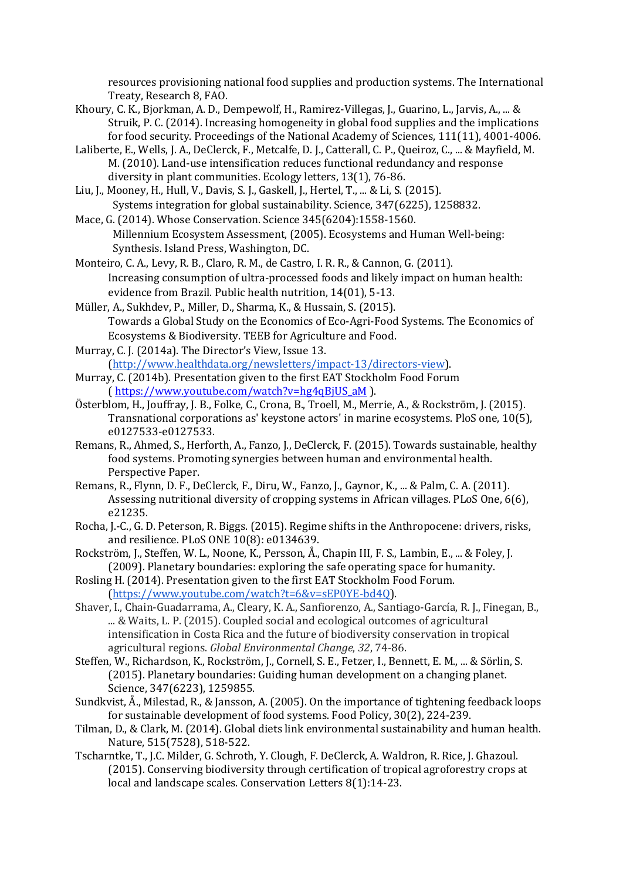resources provisioning national food supplies and production systems. The International Treaty, Research 8, FAO.

Khoury, C. K., Bjorkman, A. D., Dempewolf, H., Ramirez-Villegas, J., Guarino, L., Jarvis, A., ... & Struik, P. C. (2014). Increasing homogeneity in global food supplies and the implications for food security. Proceedings of the National Academy of Sciences, 111(11), 4001-4006.

Laliberte, E., Wells, J. A., DeClerck, F., Metcalfe, D. J., Catterall, C. P., Queiroz, C., ... & Mayfield, M. M. (2010). Land-use intensification reduces functional redundancy and response diversity in plant communities. Ecology letters, 13(1), 76-86.

Liu, J., Mooney, H., Hull, V., Davis, S. J., Gaskell, J., Hertel, T., ... & Li, S. (2015). Systems integration for global sustainability. Science, 347(6225), 1258832.

Mace, G. (2014). Whose Conservation. Science 345(6204):1558-1560.
Millennium Ecosystem Assessment, (2005). Ecosystems and Human Well-being: Synthesis. Island Press, Washington, DC.

Monteiro, C. A., Levy, R. B., Claro, R. M., de Castro, I. R. R., & Cannon, G. (2011). Increasing consumption of ultra-processed foods and likely impact on human health: evidence from Brazil. Public health nutrition, 14(01), 5-13.

Müller, A., Sukhdev, P., Miller, D., Sharma, K., & Hussain, S. (2015). Towards a Global Study on the Economics of Eco-Agri-Food Systems. The Economics of Ecosystems & Biodiversity. TEEB for Agriculture and Food.

Murray, C. J. (2014a). The Director's View, Issue 13. (http://www.healthdata.org/newsletters/impact-13/directors-view).

Murray, C. (2014b). Presentation given to the first EAT Stockholm Food Forum ( https://www.youtube.com/watch?v=hg4qBjUS_aM ).

Österblom, H., Jouffray, J. B., Folke, C., Crona, B., Troell, M., Merrie, A., & Rockström, J. (2015). Transnational corporations as' keystone actors' in marine ecosystems. PloS one, 10(5), e0127533-e0127533.

Remans, R., Ahmed, S., Herforth, A., Fanzo, J., DeClerck, F. (2015). Towards sustainable, healthy food systems. Promoting synergies between human and environmental health. Perspective Paper.

Remans, R., Flynn, D. F., DeClerck, F., Diru, W., Fanzo, J., Gaynor, K., ... & Palm, C. A. (2011). Assessing nutritional diversity of cropping systems in African villages. PLoS One, 6(6), e21235.

Rocha, J.-C., G. D. Peterson, R. Biggs. (2015). Regime shifts in the Anthropocene: drivers, risks, and resilience. PLoS ONE 10(8): e0134639.

Rockström, J., Steffen, W. L., Noone, K., Persson, Å., Chapin III, F. S., Lambin, E., ... & Foley, J. (2009). Planetary boundaries: exploring the safe operating space for humanity.

Rosling H. (2014). Presentation given to the first EAT Stockholm Food Forum. (https://www.youtube.com/watch?t=6&v=sEP0YE-bd4Q).

Shaver, I., Chain-Guadarrama, A., Cleary, K. A., Sanfiorenzo, A., Santiago-García, R. J., Finegan, B., ... & Waits, L. P. (2015). Coupled social and ecological outcomes of agricultural intensification in Costa Rica and the future of biodiversity conservation in tropical agricultural regions. *Global Environmental Change*, *32*, 74-86.

Steffen, W., Richardson, K., Rockström, J., Cornell, S. E., Fetzer, I., Bennett, E. M., ... & Sörlin, S. (2015). Planetary boundaries: Guiding human development on a changing planet. Science, 347(6223), 1259855.

Sundkvist, Å., Milestad, R., & Jansson, A. (2005). On the importance of tightening feedback loops for sustainable development of food systems. Food Policy, 30(2), 224-239.

Tilman, D., & Clark, M. (2014). Global diets link environmental sustainability and human health. Nature, 515(7528), 518-522.

Tscharntke, T., J.C. Milder, G. Schroth, Y. Clough, F. DeClerck, A. Waldron, R. Rice, J. Ghazoul. (2015). Conserving biodiversity through certification of tropical agroforestry crops at local and landscape scales. Conservation Letters 8(1):14-23.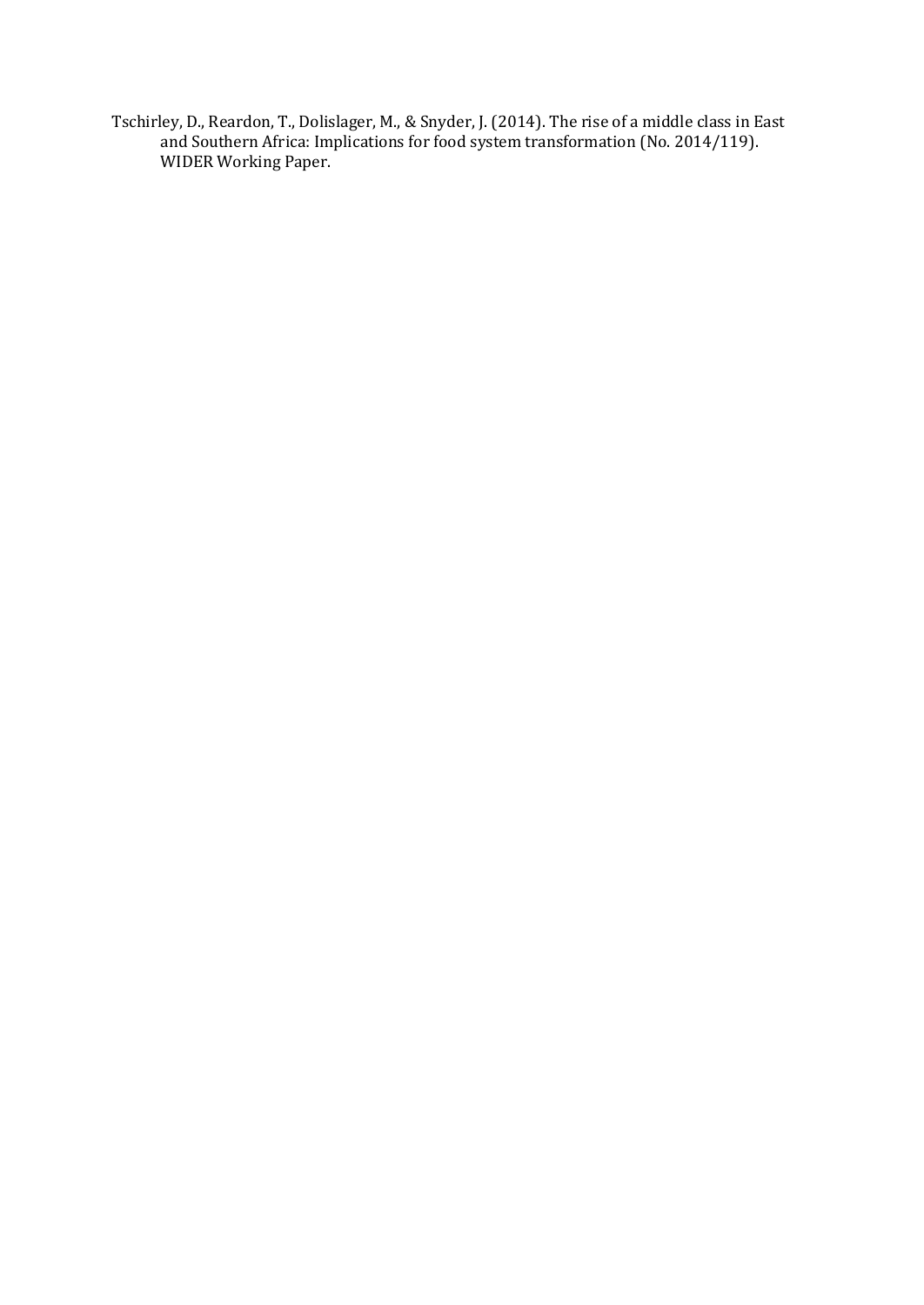Tschirley, D., Reardon, T., Dolislager, M., & Snyder, J. (2014). The rise of a middle class in East and Southern Africa: Implications for food system transformation (No. 2014/119). WIDER Working Paper.